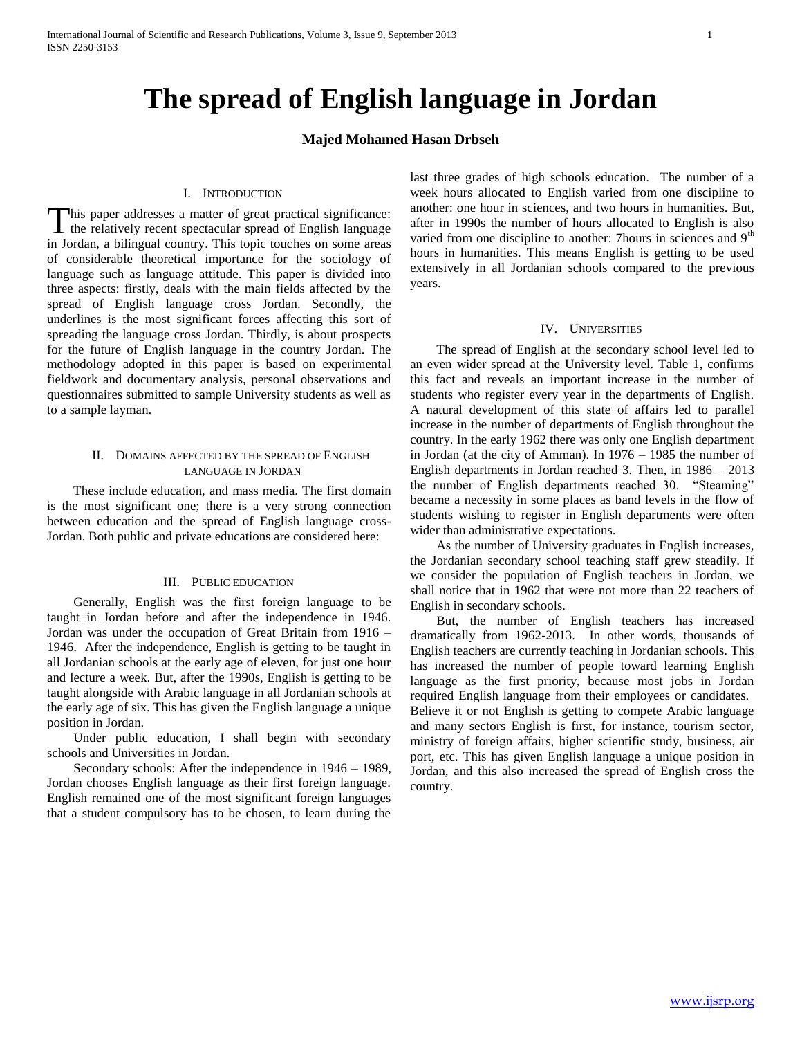# The spread of English language in Jordan

**Majed Mohamed Hasan Drbseh**

## I. Introduction

This paper addresses a matter of great practical significance: the relatively recent spectacular spread of English language in Jordan, a bilingual country. This topic touches on some areas of considerable theoretical importance for the sociology of language such as language attitude. This paper is divided into three aspects: firstly, deals with the main fields affected by the spread of English language cross Jordan. Secondly, the underlines is the most significant forces affecting this sort of spreading the language cross Jordan. Thirdly, is about prospects for the future of English language in the country Jordan. The methodology adopted in this paper is based on experimental fieldwork and documentary analysis, personal observations and questionnaires submitted to sample University students as well as to a sample layman.

## II. Domains affected by the spread of English language in Jordan

These include education, and mass media. The first domain is the most significant one; there is a very strong connection between education and the spread of English language cross-Jordan. Both public and private educations are considered here:

## III. Public education

Generally, English was the first foreign language to be taught in Jordan before and after the independence in 1946. Jordan was under the occupation of Great Britain from 1916 – 1946. After the independence, English is getting to be taught in all Jordanian schools at the early age of eleven, for just one hour and lecture a week. But, after the 1990s, English is getting to be taught alongside with Arabic language in all Jordanian schools at the early age of six. This has given the English language a unique position in Jordan.

Under public education, I shall begin with secondary schools and Universities in Jordan.

Secondary schools: After the independence in 1946 – 1989, Jordan chooses English language as their first foreign language. English remained one of the most significant foreign languages that a student compulsory has to be chosen, to learn during the last three grades of high schools education. The number of a week hours allocated to English varied from one discipline to another: one hour in sciences, and two hours in humanities. But, after in 1990s the number of hours allocated to English is also varied from one discipline to another: 7hours in sciences and 9$^{th}$ hours in humanities. This means English is getting to be used extensively in all Jordanian schools compared to the previous years.

## IV. Universities

The spread of English at the secondary school level led to an even wider spread at the University level. Table 1, confirms this fact and reveals an important increase in the number of students who register every year in the departments of English. A natural development of this state of affairs led to parallel increase in the number of departments of English throughout the country. In the early 1962 there was only one English department in Jordan (at the city of Amman). In 1976 – 1985 the number of English departments in Jordan reached 3. Then, in 1986 – 2013 the number of English departments reached 30. "Steaming" became a necessity in some places as band levels in the flow of students wishing to register in English departments were often wider than administrative expectations.

As the number of University graduates in English increases, the Jordanian secondary school teaching staff grew steadily. If we consider the population of English teachers in Jordan, we shall notice that in 1962 that were not more than 22 teachers of English in secondary schools.

But, the number of English teachers has increased dramatically from 1962-2013. In other words, thousands of English teachers are currently teaching in Jordanian schools. This has increased the number of people toward learning English language as the first priority, because most jobs in Jordan required English language from their employees or candidates. Believe it or not English is getting to compete Arabic language and many sectors English is first, for instance, tourism sector, ministry of foreign affairs, higher scientific study, business, air port, etc. This has given English language a unique position in Jordan, and this also increased the spread of English cross the country.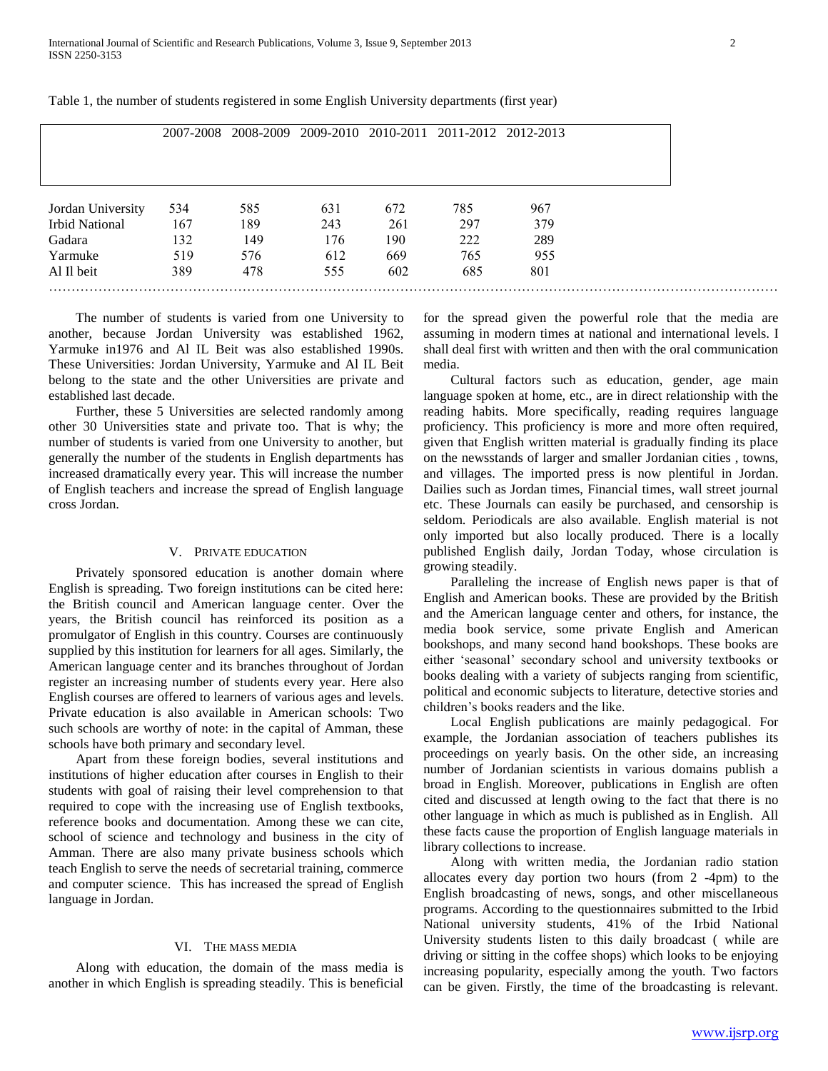Table 1, the number of students registered in some English University departments (first year)

| | 2007-2008 | 2008-2009 | 2009-2010 | 2010-2011 | 2011-2012 | 2012-2013 |
|---|---|---|---|---|---|---|
| Jordan University | 534 | 585 | 631 | 672 | 785 | 967 |
| Irbid National | 167 | 189 | 243 | 261 | 297 | 379 |
| Gadara | 132 | 149 | 176 | 190 | 222 | 289 |
| Yarmuke | 519 | 576 | 612 | 669 | 765 | 955 |
| Al Il beit | 389 | 478 | 555 | 602 | 685 | 801 |

The number of students is varied from one University to another, because Jordan University was established 1962, Yarmuke in1976 and Al IL Beit was also established 1990s. These Universities: Jordan University, Yarmuke and Al IL Beit belong to the state and the other Universities are private and established last decade.

Further, these 5 Universities are selected randomly among other 30 Universities state and private too. That is why; the number of students is varied from one University to another, but generally the number of the students in English departments has increased dramatically every year. This will increase the number of English teachers and increase the spread of English language cross Jordan.

## V. Private Education

Privately sponsored education is another domain where English is spreading. Two foreign institutions can be cited here: the British council and American language center. Over the years, the British council has reinforced its position as a promulgator of English in this country. Courses are continuously supplied by this institution for learners for all ages. Similarly, the American language center and its branches throughout of Jordan register an increasing number of students every year. Here also English courses are offered to learners of various ages and levels. Private education is also available in American schools: Two such schools are worthy of note: in the capital of Amman, these schools have both primary and secondary level.

Apart from these foreign bodies, several institutions and institutions of higher education after courses in English to their students with goal of raising their level comprehension to that required to cope with the increasing use of English textbooks, reference books and documentation. Among these we can cite, school of science and technology and business in the city of Amman. There are also many private business schools which teach English to serve the needs of secretarial training, commerce and computer science. This has increased the spread of English language in Jordan.

## VI. The Mass Media

Along with education, the domain of the mass media is another in which English is spreading steadily. This is beneficial for the spread given the powerful role that the media are assuming in modern times at national and international levels. I shall deal first with written and then with the oral communication media.

Cultural factors such as education, gender, age main language spoken at home, etc., are in direct relationship with the reading habits. More specifically, reading requires language proficiency. This proficiency is more and more often required, given that English written material is gradually finding its place on the newsstands of larger and smaller Jordanian cities , towns, and villages. The imported press is now plentiful in Jordan. Dailies such as Jordan times, Financial times, wall street journal etc. These Journals can easily be purchased, and censorship is seldom. Periodicals are also available. English material is not only imported but also locally produced. There is a locally published English daily, Jordan Today, whose circulation is growing steadily.

Paralleling the increase of English news paper is that of English and American books. These are provided by the British and the American language center and others, for instance, the media book service, some private English and American bookshops, and many second hand bookshops. These books are either 'seasonal' secondary school and university textbooks or books dealing with a variety of subjects ranging from scientific, political and economic subjects to literature, detective stories and children's books readers and the like.

Local English publications are mainly pedagogical. For example, the Jordanian association of teachers publishes its proceedings on yearly basis. On the other side, an increasing number of Jordanian scientists in various domains publish a broad in English. Moreover, publications in English are often cited and discussed at length owing to the fact that there is no other language in which as much is published as in English. All these facts cause the proportion of English language materials in library collections to increase.

Along with written media, the Jordanian radio station allocates every day portion two hours (from 2 -4pm) to the English broadcasting of news, songs, and other miscellaneous programs. According to the questionnaires submitted to the Irbid National university students, 41% of the Irbid National University students listen to this daily broadcast ( while are driving or sitting in the coffee shops) which looks to be enjoying increasing popularity, especially among the youth. Two factors can be given. Firstly, the time of the broadcasting is relevant.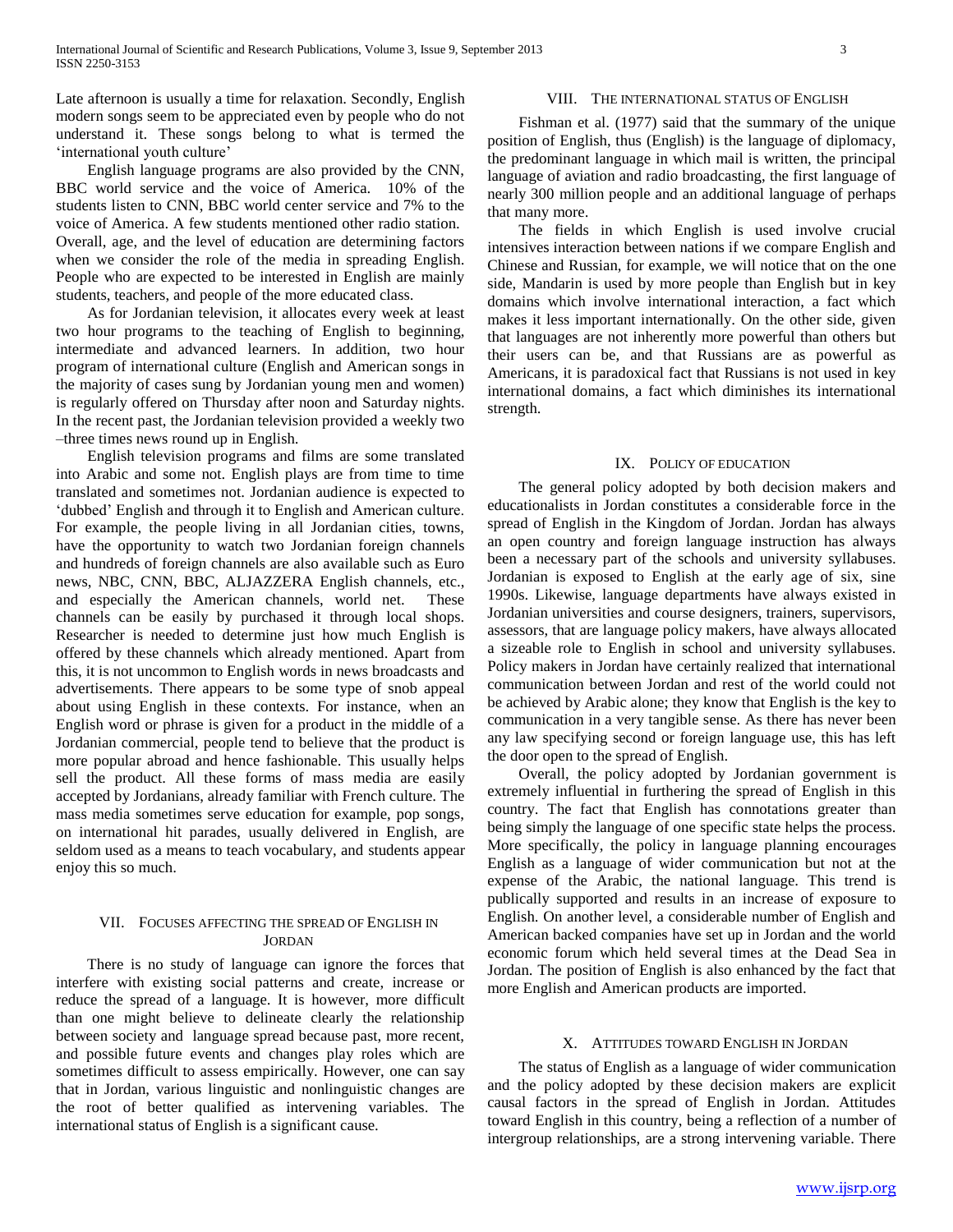Late afternoon is usually a time for relaxation. Secondly, English modern songs seem to be appreciated even by people who do not understand it. These songs belong to what is termed the 'international youth culture'

English language programs are also provided by the CNN, BBC world service and the voice of America. 10% of the students listen to CNN, BBC world center service and 7% to the voice of America. A few students mentioned other radio station. Overall, age, and the level of education are determining factors when we consider the role of the media in spreading English. People who are expected to be interested in English are mainly students, teachers, and people of the more educated class.

As for Jordanian television, it allocates every week at least two hour programs to the teaching of English to beginning, intermediate and advanced learners. In addition, two hour program of international culture (English and American songs in the majority of cases sung by Jordanian young men and women) is regularly offered on Thursday after noon and Saturday nights. In the recent past, the Jordanian television provided a weekly two –three times news round up in English.

English television programs and films are some translated into Arabic and some not. English plays are from time to time translated and sometimes not. Jordanian audience is expected to 'dubbed' English and through it to English and American culture. For example, the people living in all Jordanian cities, towns, have the opportunity to watch two Jordanian foreign channels and hundreds of foreign channels are also available such as Euro news, NBC, CNN, BBC, ALJAZZERA English channels, etc., and especially the American channels, world net. These channels can be easily by purchased it through local shops. Researcher is needed to determine just how much English is offered by these channels which already mentioned. Apart from this, it is not uncommon to English words in news broadcasts and advertisements. There appears to be some type of snob appeal about using English in these contexts. For instance, when an English word or phrase is given for a product in the middle of a Jordanian commercial, people tend to believe that the product is more popular abroad and hence fashionable. This usually helps sell the product. All these forms of mass media are easily accepted by Jordanians, already familiar with French culture. The mass media sometimes serve education for example, pop songs, on international hit parades, usually delivered in English, are seldom used as a means to teach vocabulary, and students appear enjoy this so much.

## VII. Focuses affecting the spread of English in Jordan

There is no study of language can ignore the forces that interfere with existing social patterns and create, increase or reduce the spread of a language. It is however, more difficult than one might believe to delineate clearly the relationship between society and language spread because past, more recent, and possible future events and changes play roles which are sometimes difficult to assess empirically. However, one can say that in Jordan, various linguistic and nonlinguistic changes are the root of better qualified as intervening variables. The international status of English is a significant cause.

## VIII. The international status of English

Fishman et al. (1977) said that the summary of the unique position of English, thus (English) is the language of diplomacy, the predominant language in which mail is written, the principal language of aviation and radio broadcasting, the first language of nearly 300 million people and an additional language of perhaps that many more.

The fields in which English is used involve crucial intensives interaction between nations if we compare English and Chinese and Russian, for example, we will notice that on the one side, Mandarin is used by more people than English but in key domains which involve international interaction, a fact which makes it less important internationally. On the other side, given that languages are not inherently more powerful than others but their users can be, and that Russians are as powerful as Americans, it is paradoxical fact that Russians is not used in key international domains, a fact which diminishes its international strength.

## IX. Policy of education

The general policy adopted by both decision makers and educationalists in Jordan constitutes a considerable force in the spread of English in the Kingdom of Jordan. Jordan has always an open country and foreign language instruction has always been a necessary part of the schools and university syllabuses. Jordanian is exposed to English at the early age of six, sine 1990s. Likewise, language departments have always existed in Jordanian universities and course designers, trainers, supervisors, assessors, that are language policy makers, have always allocated a sizeable role to English in school and university syllabuses. Policy makers in Jordan have certainly realized that international communication between Jordan and rest of the world could not be achieved by Arabic alone; they know that English is the key to communication in a very tangible sense. As there has never been any law specifying second or foreign language use, this has left the door open to the spread of English.

Overall, the policy adopted by Jordanian government is extremely influential in furthering the spread of English in this country. The fact that English has connotations greater than being simply the language of one specific state helps the process. More specifically, the policy in language planning encourages English as a language of wider communication but not at the expense of the Arabic, the national language. This trend is publically supported and results in an increase of exposure to English. On another level, a considerable number of English and American backed companies have set up in Jordan and the world economic forum which held several times at the Dead Sea in Jordan. The position of English is also enhanced by the fact that more English and American products are imported.

## X. Attitudes toward English in Jordan

The status of English as a language of wider communication and the policy adopted by these decision makers are explicit causal factors in the spread of English in Jordan. Attitudes toward English in this country, being a reflection of a number of intergroup relationships, are a strong intervening variable. There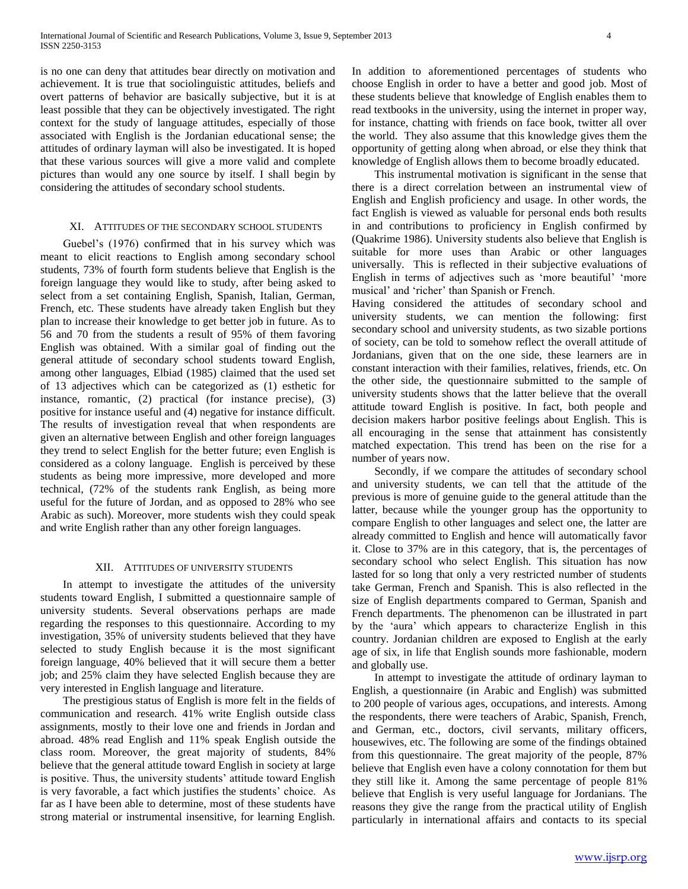is no one can deny that attitudes bear directly on motivation and achievement. It is true that sociolinguistic attitudes, beliefs and overt patterns of behavior are basically subjective, but it is at least possible that they can be objectively investigated. The right context for the study of language attitudes, especially of those associated with English is the Jordanian educational sense; the attitudes of ordinary layman will also be investigated. It is hoped that these various sources will give a more valid and complete pictures than would any one source by itself. I shall begin by considering the attitudes of secondary school students.

## XI. Attitudes of the Secondary School Students

Guebel's (1976) confirmed that in his survey which was meant to elicit reactions to English among secondary school students, 73% of fourth form students believe that English is the foreign language they would like to study, after being asked to select from a set containing English, Spanish, Italian, German, French, etc. These students have already taken English but they plan to increase their knowledge to get better job in future. As to 56 and 70 from the students a result of 95% of them favoring English was obtained. With a similar goal of finding out the general attitude of secondary school students toward English, among other languages, Elbiad (1985) claimed that the used set of 13 adjectives which can be categorized as (1) esthetic for instance, romantic, (2) practical (for instance precise), (3) positive for instance useful and (4) negative for instance difficult. The results of investigation reveal that when respondents are given an alternative between English and other foreign languages they trend to select English for the better future; even English is considered as a colony language. English is perceived by these students as being more impressive, more developed and more technical, (72% of the students rank English, as being more useful for the future of Jordan, and as opposed to 28% who see Arabic as such). Moreover, more students wish they could speak and write English rather than any other foreign languages.

## XII. Attitudes of University Students

In attempt to investigate the attitudes of the university students toward English, I submitted a questionnaire sample of university students. Several observations perhaps are made regarding the responses to this questionnaire. According to my investigation, 35% of university students believed that they have selected to study English because it is the most significant foreign language, 40% believed that it will secure them a better job; and 25% claim they have selected English because they are very interested in English language and literature.

The prestigious status of English is more felt in the fields of communication and research. 41% write English outside class assignments, mostly to their love one and friends in Jordan and abroad. 48% read English and 11% speak English outside the class room. Moreover, the great majority of students, 84% believe that the general attitude toward English in society at large is positive. Thus, the university students' attitude toward English is very favorable, a fact which justifies the students' choice. As far as I have been able to determine, most of these students have strong material or instrumental insensitive, for learning English. In addition to aforementioned percentages of students who choose English in order to have a better and good job. Most of these students believe that knowledge of English enables them to read textbooks in the university, using the internet in proper way, for instance, chatting with friends on face book, twitter all over the world. They also assume that this knowledge gives them the opportunity of getting along when abroad, or else they think that knowledge of English allows them to become broadly educated.

This instrumental motivation is significant in the sense that there is a direct correlation between an instrumental view of English and English proficiency and usage. In other words, the fact English is viewed as valuable for personal ends both results in and contributions to proficiency in English confirmed by (Quakrime 1986). University students also believe that English is suitable for more uses than Arabic or other languages universally. This is reflected in their subjective evaluations of English in terms of adjectives such as 'more beautiful' 'more musical' and 'richer' than Spanish or French.

Having considered the attitudes of secondary school and university students, we can mention the following: first secondary school and university students, as two sizable portions of society, can be told to somehow reflect the overall attitude of Jordanians, given that on the one side, these learners are in constant interaction with their families, relatives, friends, etc. On the other side, the questionnaire submitted to the sample of university students shows that the latter believe that the overall attitude toward English is positive. In fact, both people and decision makers harbor positive feelings about English. This is all encouraging in the sense that attainment has consistently matched expectation. This trend has been on the rise for a number of years now.

Secondly, if we compare the attitudes of secondary school and university students, we can tell that the attitude of the previous is more of genuine guide to the general attitude than the latter, because while the younger group has the opportunity to compare English to other languages and select one, the latter are already committed to English and hence will automatically favor it. Close to 37% are in this category, that is, the percentages of secondary school who select English. This situation has now lasted for so long that only a very restricted number of students take German, French and Spanish. This is also reflected in the size of English departments compared to German, Spanish and French departments. The phenomenon can be illustrated in part by the 'aura' which appears to characterize English in this country. Jordanian children are exposed to English at the early age of six, in life that English sounds more fashionable, modern and globally use.

In attempt to investigate the attitude of ordinary layman to English, a questionnaire (in Arabic and English) was submitted to 200 people of various ages, occupations, and interests. Among the respondents, there were teachers of Arabic, Spanish, French, and German, etc., doctors, civil servants, military officers, housewives, etc. The following are some of the findings obtained from this questionnaire. The great majority of the people, 87% believe that English even have a colony connotation for them but they still like it. Among the same percentage of people 81% believe that English is very useful language for Jordanians. The reasons they give the range from the practical utility of English particularly in international affairs and contacts to its special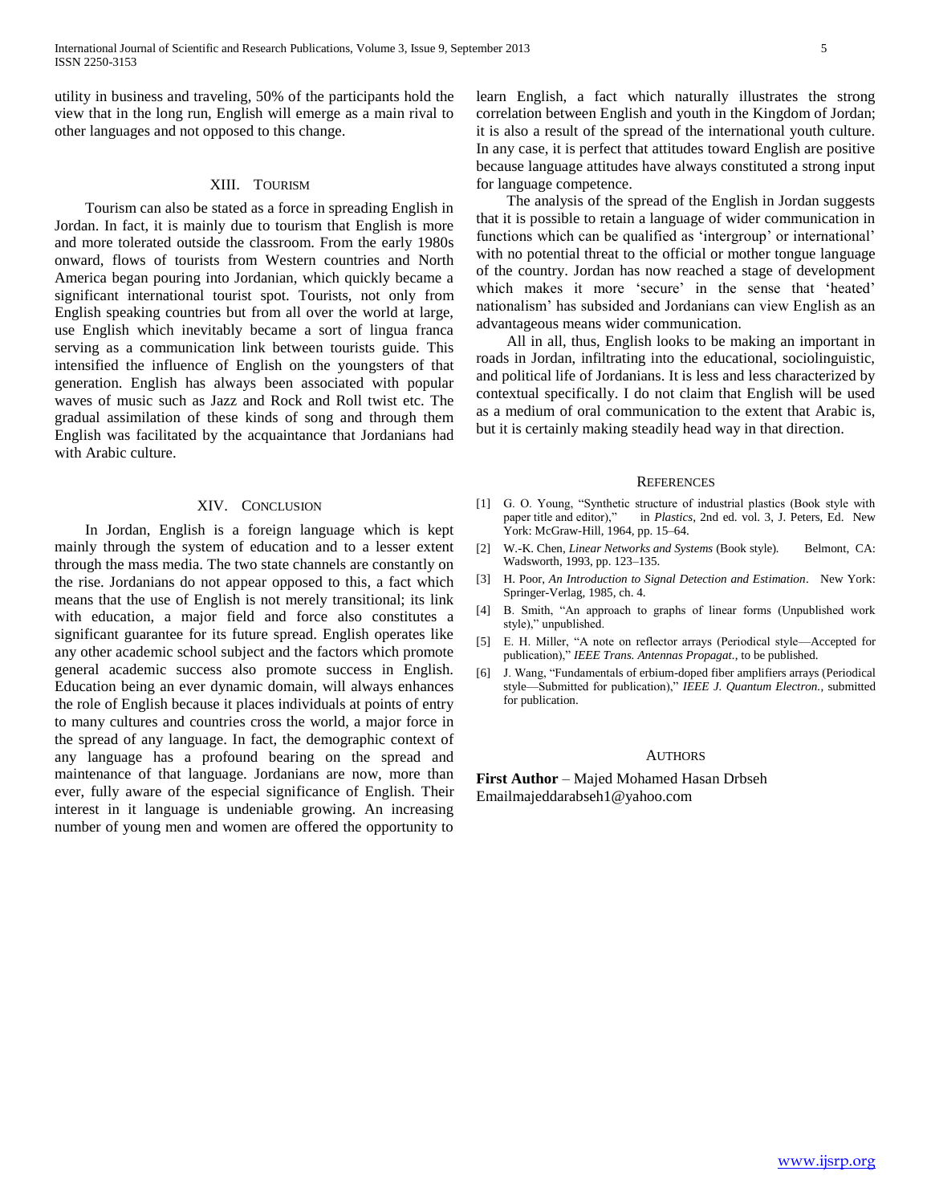utility in business and traveling, 50% of the participants hold the view that in the long run, English will emerge as a main rival to other languages and not opposed to this change.

## XIII. Tourism

Tourism can also be stated as a force in spreading English in Jordan. In fact, it is mainly due to tourism that English is more and more tolerated outside the classroom. From the early 1980s onward, flows of tourists from Western countries and North America began pouring into Jordanian, which quickly became a significant international tourist spot. Tourists, not only from English speaking countries but from all over the world at large, use English which inevitably became a sort of lingua franca serving as a communication link between tourists guide. This intensified the influence of English on the youngsters of that generation. English has always been associated with popular waves of music such as Jazz and Rock and Roll twist etc. The gradual assimilation of these kinds of song and through them English was facilitated by the acquaintance that Jordanians had with Arabic culture.

## XIV. Conclusion

In Jordan, English is a foreign language which is kept mainly through the system of education and to a lesser extent through the mass media. The two state channels are constantly on the rise. Jordanians do not appear opposed to this, a fact which means that the use of English is not merely transitional; its link with education, a major field and force also constitutes a significant guarantee for its future spread. English operates like any other academic school subject and the factors which promote general academic success also promote success in English. Education being an ever dynamic domain, will always enhances the role of English because it places individuals at points of entry to many cultures and countries cross the world, a major force in the spread of any language. In fact, the demographic context of any language has a profound bearing on the spread and maintenance of that language. Jordanians are now, more than ever, fully aware of the especial significance of English. Their interest in it language is undeniable growing. An increasing number of young men and women are offered the opportunity to learn English, a fact which naturally illustrates the strong correlation between English and youth in the Kingdom of Jordan; it is also a result of the spread of the international youth culture. In any case, it is perfect that attitudes toward English are positive because language attitudes have always constituted a strong input for language competence.

The analysis of the spread of the English in Jordan suggests that it is possible to retain a language of wider communication in functions which can be qualified as 'intergroup' or international' with no potential threat to the official or mother tongue language of the country. Jordan has now reached a stage of development which makes it more 'secure' in the sense that 'heated' nationalism' has subsided and Jordanians can view English as an advantageous means wider communication.

All in all, thus, English looks to be making an important in roads in Jordan, infiltrating into the educational, sociolinguistic, and political life of Jordanians. It is less and less characterized by contextual specifically. I do not claim that English will be used as a medium of oral communication to the extent that Arabic is, but it is certainly making steadily head way in that direction.

## References

[1] G. O. Young, "Synthetic structure of industrial plastics (Book style with paper title and editor)," in *Plastics*, 2nd ed. vol. 3, J. Peters, Ed. New York: McGraw-Hill, 1964, pp. 15–64.

[2] W.-K. Chen, *Linear Networks and Systems* (Book style). Belmont, CA: Wadsworth, 1993, pp. 123–135.

[3] H. Poor, *An Introduction to Signal Detection and Estimation*. New York: Springer-Verlag, 1985, ch. 4.

[4] B. Smith, "An approach to graphs of linear forms (Unpublished work style)," unpublished.

[5] E. H. Miller, "A note on reflector arrays (Periodical style—Accepted for publication)," *IEEE Trans. Antennas Propagat.*, to be published.

[6] J. Wang, "Fundamentals of erbium-doped fiber amplifiers arrays (Periodical style—Submitted for publication)," *IEEE J. Quantum Electron.*, submitted for publication.

## Authors

**First Author** – Majed Mohamed Hasan Drbseh Emailmajeddarabseh1@yahoo.com